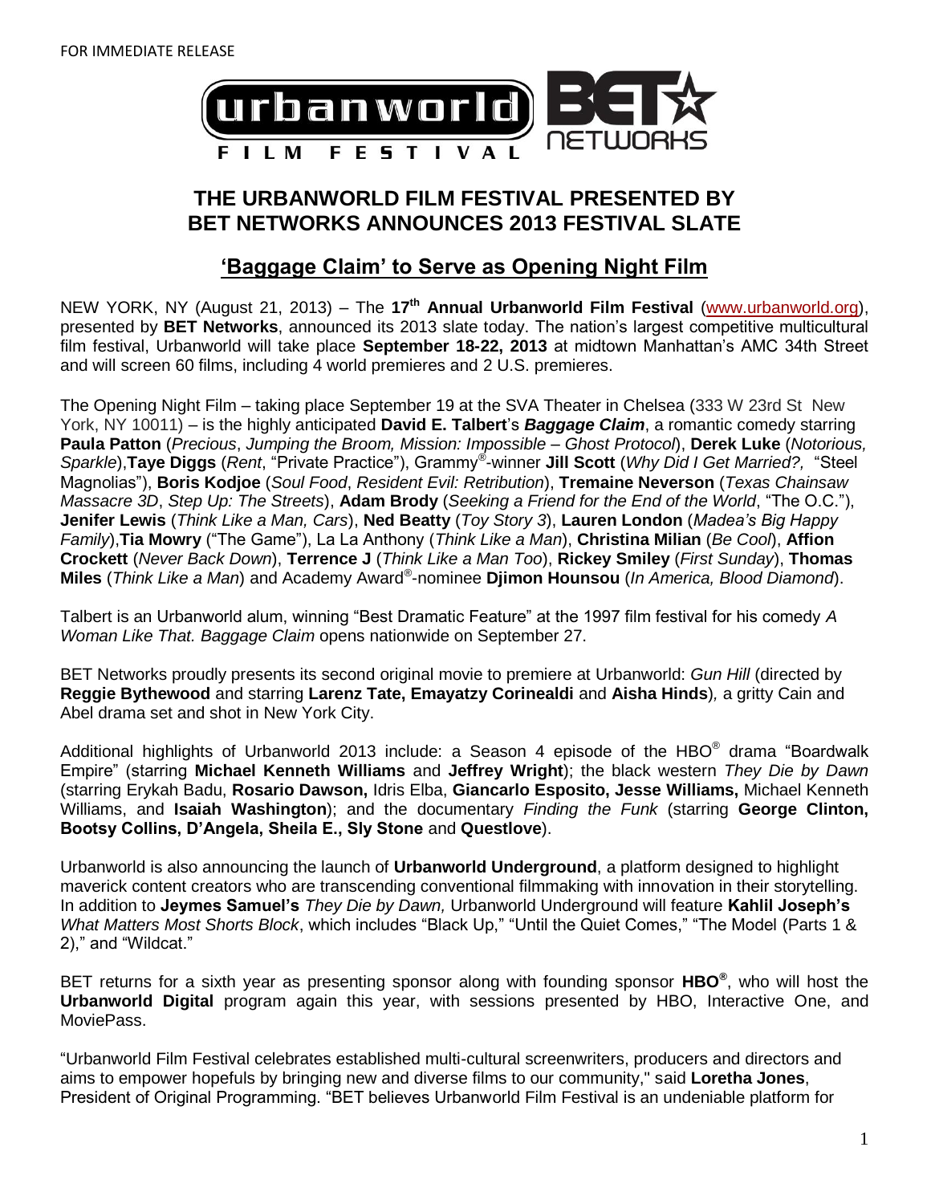FOR IMMEDIATE RELEASE

# THE URBANWORLD FILM FESTIVAL PRESENTED BY BET NETWORKS ANNOUNCES 2013 FESTIVAL SLATE

## 'Baggage Claim' to Serve as Opening Night Film

NEW YORK, NY (August 21, 2013) – The **17th Annual Urbanworld Film Festival** (www.urbanworld.org), presented by **BET Networks**, announced its 2013 slate today. The nation's largest competitive multicultural film festival, Urbanworld will take place **September 18-22, 2013** at midtown Manhattan's AMC 34th Street and will screen 60 films, including 4 world premieres and 2 U.S. premieres.

The Opening Night Film – taking place September 19 at the SVA Theater in Chelsea (333 W 23rd St New York, NY 10011) – is the highly anticipated **David E. Talbert**'s ***Baggage Claim***, a romantic comedy starring **Paula Patton** (*Precious*, *Jumping the Broom, Mission: Impossible – Ghost Protocol*), **Derek Luke** (*Notorious, Sparkle*),**Taye Diggs** (*Rent*, "Private Practice"), Grammy®-winner **Jill Scott** (*Why Did I Get Married?,* "Steel Magnolias"), **Boris Kodjoe** (*Soul Food*, *Resident Evil: Retribution*), **Tremaine Neverson** (*Texas Chainsaw Massacre 3D*, *Step Up: The Streets*), **Adam Brody** (*Seeking a Friend for the End of the World*, "The O.C."), **Jenifer Lewis** (*Think Like a Man, Cars*), **Ned Beatty** (*Toy Story 3*), **Lauren London** (*Madea's Big Happy Family*),**Tia Mowry** ("The Game"), La La Anthony (*Think Like a Man*), **Christina Milian** (*Be Cool*), **Affion Crockett** (*Never Back Down*), **Terrence J** (*Think Like a Man Too*), **Rickey Smiley** (*First Sunday*), **Thomas Miles** (*Think Like a Man*) and Academy Award®-nominee **Djimon Hounsou** (*In America, Blood Diamond*).

Talbert is an Urbanworld alum, winning "Best Dramatic Feature" at the 1997 film festival for his comedy *A Woman Like That. Baggage Claim* opens nationwide on September 27.

BET Networks proudly presents its second original movie to premiere at Urbanworld: *Gun Hill* (directed by **Reggie Bythewood** and starring **Larenz Tate, Emayatzy Corinealdi** and **Aisha Hinds**)*,* a gritty Cain and Abel drama set and shot in New York City.

Additional highlights of Urbanworld 2013 include: a Season 4 episode of the HBO® drama "Boardwalk Empire" (starring **Michael Kenneth Williams** and **Jeffrey Wright**); the black western *They Die by Dawn* (starring Erykah Badu, **Rosario Dawson,** Idris Elba, **Giancarlo Esposito, Jesse Williams,** Michael Kenneth Williams, and **Isaiah Washington**); and the documentary *Finding the Funk* (starring **George Clinton, Bootsy Collins, D'Angela, Sheila E., Sly Stone** and **Questlove**).

Urbanworld is also announcing the launch of **Urbanworld Underground**, a platform designed to highlight maverick content creators who are transcending conventional filmmaking with innovation in their storytelling. In addition to **Jeymes Samuel's** *They Die by Dawn,* Urbanworld Underground will feature **Kahlil Joseph's** *What Matters Most Shorts Block*, which includes "Black Up," "Until the Quiet Comes," "The Model (Parts 1 & 2)," and "Wildcat."

BET returns for a sixth year as presenting sponsor along with founding sponsor **HBO®**, who will host the **Urbanworld Digital** program again this year, with sessions presented by HBO, Interactive One, and MoviePass.

"Urbanworld Film Festival celebrates established multi-cultural screenwriters, producers and directors and aims to empower hopefuls by bringing new and diverse films to our community," said **Loretha Jones**, President of Original Programming. "BET believes Urbanworld Film Festival is an undeniable platform for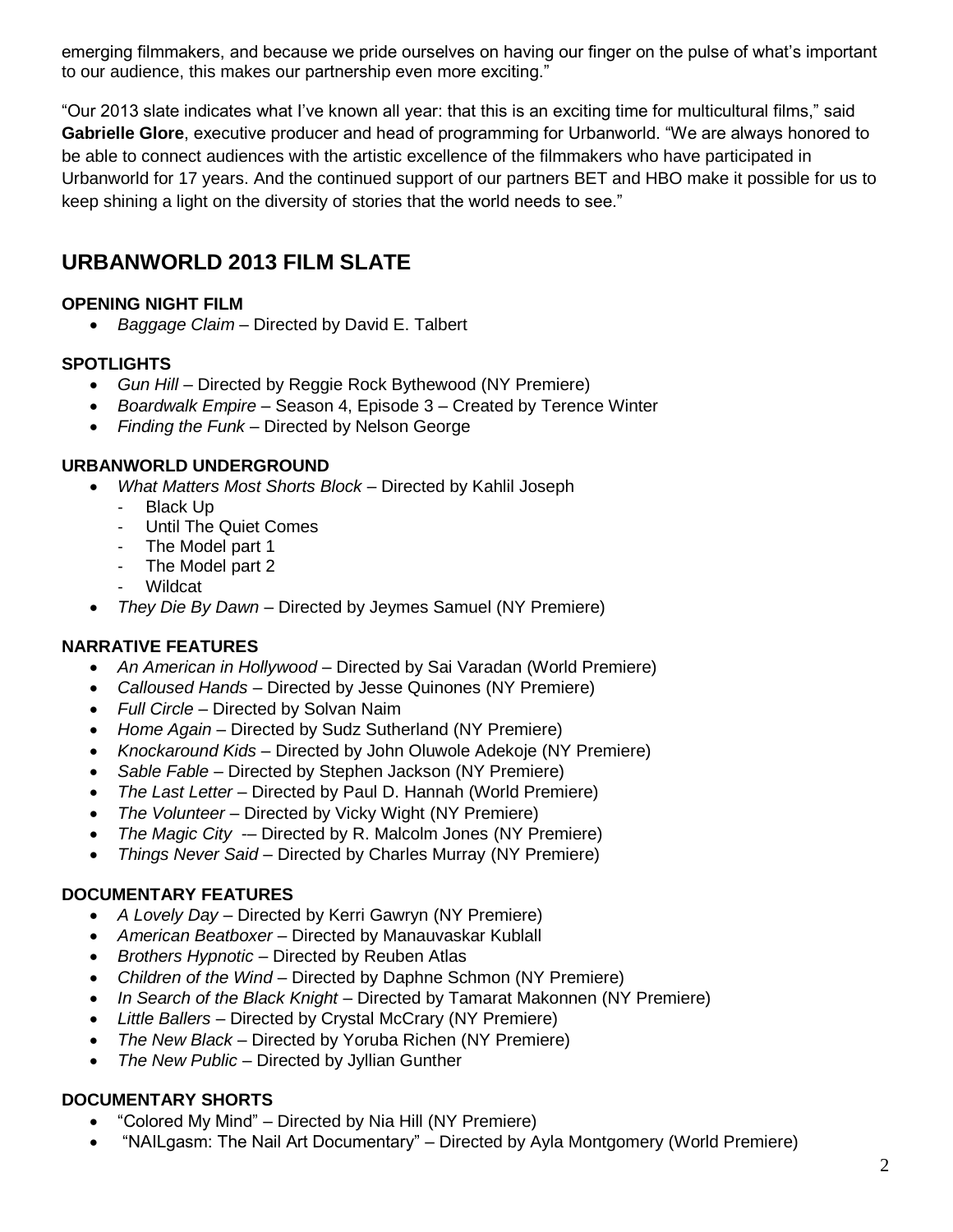emerging filmmakers, and because we pride ourselves on having our finger on the pulse of what's important to our audience, this makes our partnership even more exciting."

"Our 2013 slate indicates what I've known all year: that this is an exciting time for multicultural films," said **Gabrielle Glore**, executive producer and head of programming for Urbanworld. "We are always honored to be able to connect audiences with the artistic excellence of the filmmakers who have participated in Urbanworld for 17 years. And the continued support of our partners BET and HBO make it possible for us to keep shining a light on the diversity of stories that the world needs to see."

## URBANWORLD 2013 FILM SLATE

### OPENING NIGHT FILM

- *Baggage Claim* – Directed by David E. Talbert

### SPOTLIGHTS

- *Gun Hill* – Directed by Reggie Rock Bythewood (NY Premiere)
- *Boardwalk Empire* – Season 4, Episode 3 – Created by Terence Winter
- *Finding the Funk* – Directed by Nelson George

### URBANWORLD UNDERGROUND

- *What Matters Most Shorts Block* – Directed by Kahlil Joseph
  - Black Up
  - Until The Quiet Comes
  - The Model part 1
  - The Model part 2
  - Wildcat
- *They Die By Dawn* – Directed by Jeymes Samuel (NY Premiere)

### NARRATIVE FEATURES

- *An American in Hollywood* – Directed by Sai Varadan (World Premiere)
- *Calloused Hands* – Directed by Jesse Quinones (NY Premiere)
- *Full Circle* – Directed by Solvan Naim
- *Home Again* – Directed by Sudz Sutherland (NY Premiere)
- *Knockaround Kids* – Directed by John Oluwole Adekoje (NY Premiere)
- *Sable Fable* – Directed by Stephen Jackson (NY Premiere)
- *The Last Letter* – Directed by Paul D. Hannah (World Premiere)
- *The Volunteer* – Directed by Vicky Wight (NY Premiere)
- *The Magic City* -– Directed by R. Malcolm Jones (NY Premiere)
- *Things Never Said* – Directed by Charles Murray (NY Premiere)

### DOCUMENTARY FEATURES

- *A Lovely Day* – Directed by Kerri Gawryn (NY Premiere)
- *American Beatboxer* – Directed by Manauvaskar Kublall
- *Brothers Hypnotic* – Directed by Reuben Atlas
- *Children of the Wind* – Directed by Daphne Schmon (NY Premiere)
- *In Search of the Black Knight* – Directed by Tamarat Makonnen (NY Premiere)
- *Little Ballers* – Directed by Crystal McCrary (NY Premiere)
- *The New Black* – Directed by Yoruba Richen (NY Premiere)
- *The New Public* – Directed by Jyllian Gunther

### DOCUMENTARY SHORTS

- "Colored My Mind" – Directed by Nia Hill (NY Premiere)
- "NAILgasm: The Nail Art Documentary" – Directed by Ayla Montgomery (World Premiere)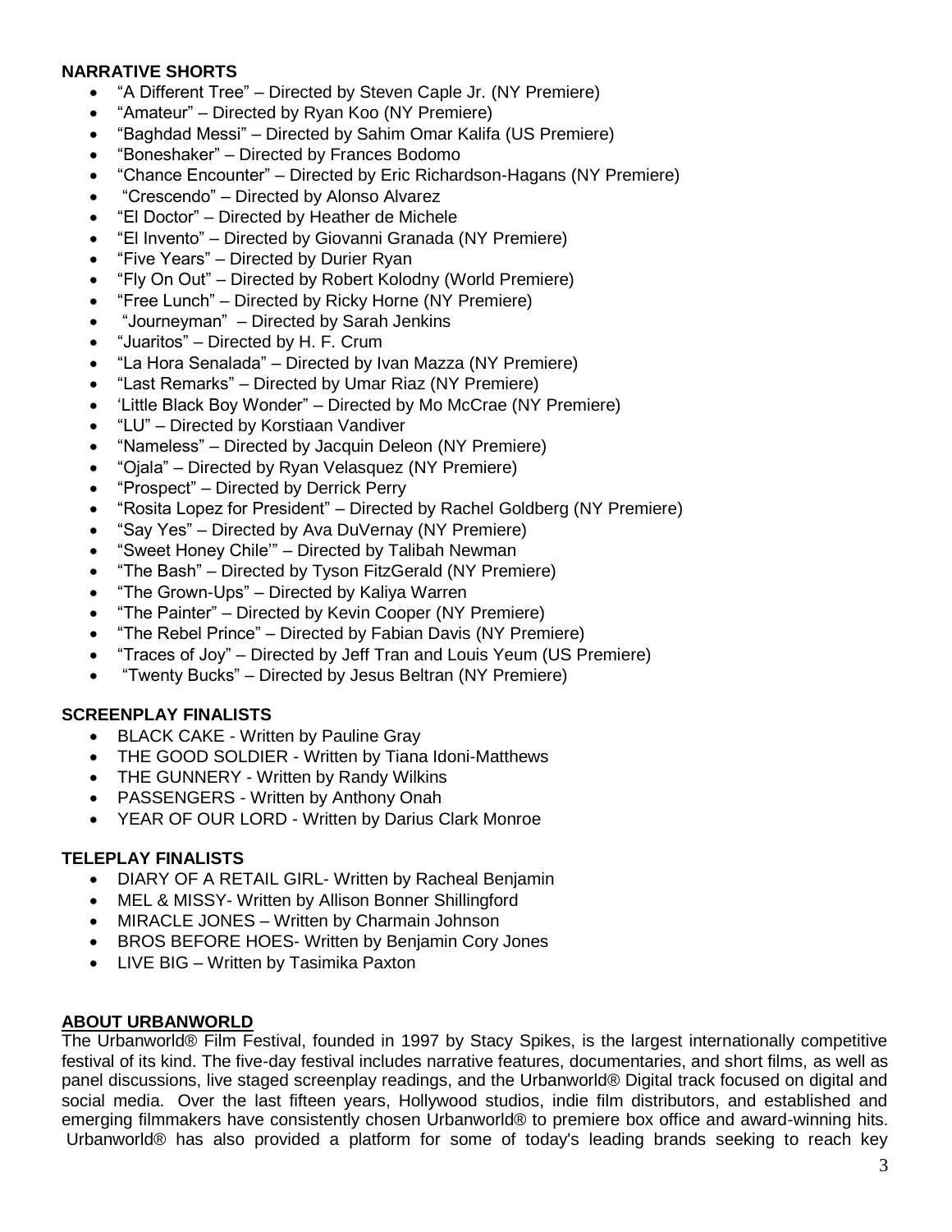**NARRATIVE SHORTS**

- "A Different Tree" – Directed by Steven Caple Jr. (NY Premiere)
- "Amateur" – Directed by Ryan Koo (NY Premiere)
- "Baghdad Messi" – Directed by Sahim Omar Kalifa (US Premiere)
- "Boneshaker" – Directed by Frances Bodomo
- "Chance Encounter" – Directed by Eric Richardson-Hagans (NY Premiere)
- "Crescendo" – Directed by Alonso Alvarez
- "El Doctor" – Directed by Heather de Michele
- "El Invento" – Directed by Giovanni Granada (NY Premiere)
- "Five Years" – Directed by Durier Ryan
- "Fly On Out" – Directed by Robert Kolodny (World Premiere)
- "Free Lunch" – Directed by Ricky Horne (NY Premiere)
- "Journeyman" – Directed by Sarah Jenkins
- "Juaritos" – Directed by H. F. Crum
- "La Hora Senalada" – Directed by Ivan Mazza (NY Premiere)
- "Last Remarks" – Directed by Umar Riaz (NY Premiere)
- 'Little Black Boy Wonder" – Directed by Mo McCrae (NY Premiere)
- "LU" – Directed by Korstiaan Vandiver
- "Nameless" – Directed by Jacquin Deleon (NY Premiere)
- "Ojala" – Directed by Ryan Velasquez (NY Premiere)
- "Prospect" – Directed by Derrick Perry
- "Rosita Lopez for President" – Directed by Rachel Goldberg (NY Premiere)
- "Say Yes" – Directed by Ava DuVernay (NY Premiere)
- "Sweet Honey Chile'" – Directed by Talibah Newman
- "The Bash" – Directed by Tyson FitzGerald (NY Premiere)
- "The Grown-Ups" – Directed by Kaliya Warren
- "The Painter" – Directed by Kevin Cooper (NY Premiere)
- "The Rebel Prince" – Directed by Fabian Davis (NY Premiere)
- "Traces of Joy" – Directed by Jeff Tran and Louis Yeum (US Premiere)
- "Twenty Bucks" – Directed by Jesus Beltran (NY Premiere)

**SCREENPLAY FINALISTS**

- BLACK CAKE - Written by Pauline Gray
- THE GOOD SOLDIER - Written by Tiana Idoni-Matthews
- THE GUNNERY - Written by Randy Wilkins
- PASSENGERS - Written by Anthony Onah
- YEAR OF OUR LORD - Written by Darius Clark Monroe

**TELEPLAY FINALISTS**

- DIARY OF A RETAIL GIRL- Written by Racheal Benjamin
- MEL & MISSY- Written by Allison Bonner Shillingford
- MIRACLE JONES – Written by Charmain Johnson
- BROS BEFORE HOES- Written by Benjamin Cory Jones
- LIVE BIG – Written by Tasimika Paxton

**ABOUT URBANWORLD**

The Urbanworld® Film Festival, founded in 1997 by Stacy Spikes, is the largest internationally competitive festival of its kind. The five-day festival includes narrative features, documentaries, and short films, as well as panel discussions, live staged screenplay readings, and the Urbanworld® Digital track focused on digital and social media. Over the last fifteen years, Hollywood studios, indie film distributors, and established and emerging filmmakers have consistently chosen Urbanworld® to premiere box office and award-winning hits. Urbanworld® has also provided a platform for some of today's leading brands seeking to reach key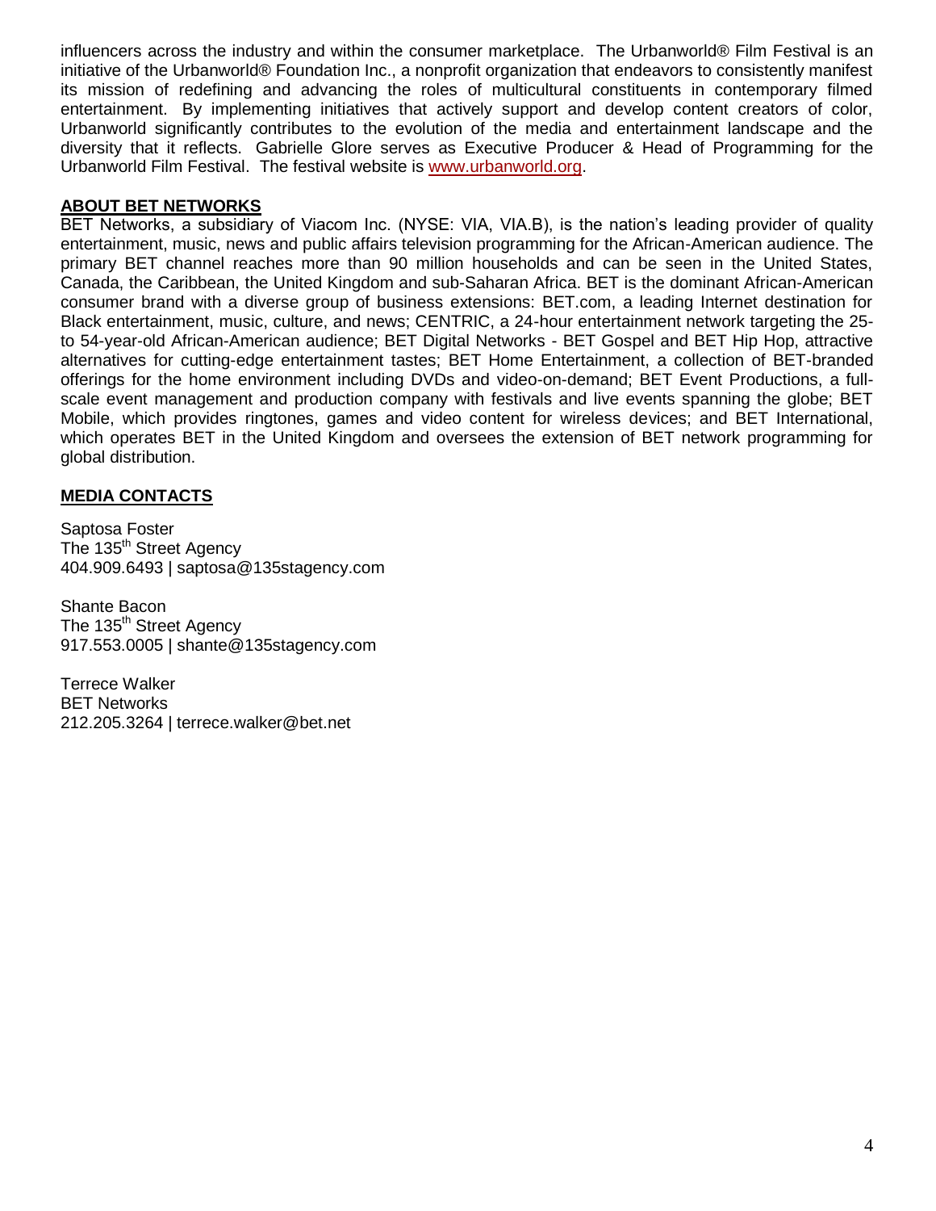influencers across the industry and within the consumer marketplace. The Urbanworld® Film Festival is an initiative of the Urbanworld® Foundation Inc., a nonprofit organization that endeavors to consistently manifest its mission of redefining and advancing the roles of multicultural constituents in contemporary filmed entertainment. By implementing initiatives that actively support and develop content creators of color, Urbanworld significantly contributes to the evolution of the media and entertainment landscape and the diversity that it reflects. Gabrielle Glore serves as Executive Producer & Head of Programming for the Urbanworld Film Festival. The festival website is www.urbanworld.org.

**ABOUT BET NETWORKS**

BET Networks, a subsidiary of Viacom Inc. (NYSE: VIA, VIA.B), is the nation's leading provider of quality entertainment, music, news and public affairs television programming for the African-American audience. The primary BET channel reaches more than 90 million households and can be seen in the United States, Canada, the Caribbean, the United Kingdom and sub-Saharan Africa. BET is the dominant African-American consumer brand with a diverse group of business extensions: BET.com, a leading Internet destination for Black entertainment, music, culture, and news; CENTRIC, a 24-hour entertainment network targeting the 25- to 54-year-old African-American audience; BET Digital Networks - BET Gospel and BET Hip Hop, attractive alternatives for cutting-edge entertainment tastes; BET Home Entertainment, a collection of BET-branded offerings for the home environment including DVDs and video-on-demand; BET Event Productions, a full-scale event management and production company with festivals and live events spanning the globe; BET Mobile, which provides ringtones, games and video content for wireless devices; and BET International, which operates BET in the United Kingdom and oversees the extension of BET network programming for global distribution.

**MEDIA CONTACTS**

Saptosa Foster
The 135th Street Agency
404.909.6493 | saptosa@135stagency.com

Shante Bacon
The 135th Street Agency
917.553.0005 | shante@135stagency.com

Terrece Walker
BET Networks
212.205.3264 | terrece.walker@bet.net